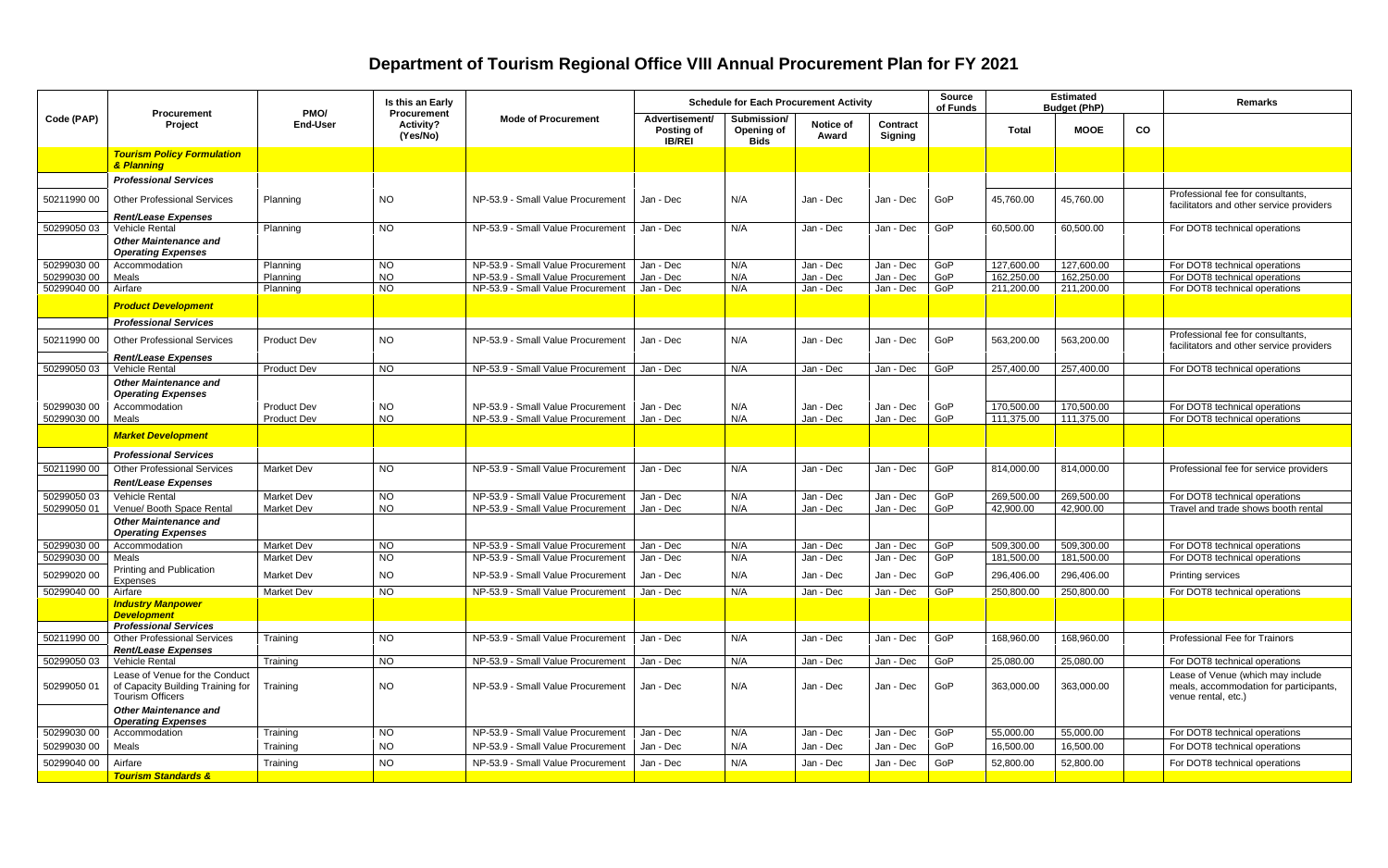# Department of Tourism Regional Office VIII Annual Procurement Plan for FY 2021

| Code (PAP) | Procurement Project | PMO/ End-User | Is this an Early Procurement Activity? (Yes/No) | Mode of Procurement | Schedule for Each Procurement Activity | | | | Source of Funds | Estimated Budget (PhP) | | | Remarks |
|---|---|---|---|---|---|---|---|---|---|---|---|---|---|
| | | | | | Advertisement/ Posting of IB/REI | Submission/ Opening of Bids | Notice of Award | Contract Signing | | Total | MOOE | CO | |
| | ***Tourism Policy Formulation & Planning*** | | | | | | | | | | | | |
| | ***Professional Services*** | | | | | | | | | | | | |
| 50211990 00 | Other Professional Services | Planning | NO | NP-53.9 - Small Value Procurement | Jan - Dec | N/A | Jan - Dec | Jan - Dec | GoP | 45,760.00 | 45,760.00 | | Professional fee for consultants, facilitators and other service providers |
| | ***Rent/Lease Expenses*** | | | | | | | | | | | | |
| 50299050 03 | Vehicle Rental | Planning | NO | NP-53.9 - Small Value Procurement | Jan - Dec | N/A | Jan - Dec | Jan - Dec | GoP | 60,500.00 | 60,500.00 | | For DOT8 technical operations |
| | ***Other Maintenance and Operating Expenses*** | | | | | | | | | | | | |
| 50299030 00 | Accommodation | Planning | NO | NP-53.9 - Small Value Procurement | Jan - Dec | N/A | Jan - Dec | Jan - Dec | GoP | 127,600.00 | 127,600.00 | | For DOT8 technical operations |
| 50299030 00 | Meals | Planning | NO | NP-53.9 - Small Value Procurement | Jan - Dec | N/A | Jan - Dec | Jan - Dec | GoP | 162,250.00 | 162,250.00 | | For DOT8 technical operations |
| 50299040 00 | Airfare | Planning | NO | NP-53.9 - Small Value Procurement | Jan - Dec | N/A | Jan - Dec | Jan - Dec | GoP | 211,200.00 | 211,200.00 | | For DOT8 technical operations |
| | ***Product Development*** | | | | | | | | | | | | |
| | ***Professional Services*** | | | | | | | | | | | | |
| 50211990 00 | Other Professional Services | Product Dev | NO | NP-53.9 - Small Value Procurement | Jan - Dec | N/A | Jan - Dec | Jan - Dec | GoP | 563,200.00 | 563,200.00 | | Professional fee for consultants, facilitators and other service providers |
| | ***Rent/Lease Expenses*** | | | | | | | | | | | | |
| 50299050 03 | Vehicle Rental | Product Dev | NO | NP-53.9 - Small Value Procurement | Jan - Dec | N/A | Jan - Dec | Jan - Dec | GoP | 257,400.00 | 257,400.00 | | For DOT8 technical operations |
| | ***Other Maintenance and Operating Expenses*** | | | | | | | | | | | | |
| 50299030 00 | Accommodation | Product Dev | NO | NP-53.9 - Small Value Procurement | Jan - Dec | N/A | Jan - Dec | Jan - Dec | GoP | 170,500.00 | 170,500.00 | | For DOT8 technical operations |
| 50299030 00 | Meals | Product Dev | NO | NP-53.9 - Small Value Procurement | Jan - Dec | N/A | Jan - Dec | Jan - Dec | GoP | 111,375.00 | 111,375.00 | | For DOT8 technical operations |
| | ***Market Development*** | | | | | | | | | | | | |
| | ***Professional Services*** | | | | | | | | | | | | |
| 50211990 00 | Other Professional Services | Market Dev | NO | NP-53.9 - Small Value Procurement | Jan - Dec | N/A | Jan - Dec | Jan - Dec | GoP | 814,000.00 | 814,000.00 | | Professional fee for service providers |
| | ***Rent/Lease Expenses*** | | | | | | | | | | | | |
| 50299050 03 | Vehicle Rental | Market Dev | NO | NP-53.9 - Small Value Procurement | Jan - Dec | N/A | Jan - Dec | Jan - Dec | GoP | 269,500.00 | 269,500.00 | | For DOT8 technical operations |
| 50299050 01 | Venue/ Booth Space Rental | Market Dev | NO | NP-53.9 - Small Value Procurement | Jan - Dec | N/A | Jan - Dec | Jan - Dec | GoP | 42,900.00 | 42,900.00 | | Travel and trade shows booth rental |
| | ***Other Maintenance and Operating Expenses*** | | | | | | | | | | | | |
| 50299030 00 | Accommodation | Market Dev | NO | NP-53.9 - Small Value Procurement | Jan - Dec | N/A | Jan - Dec | Jan - Dec | GoP | 509,300.00 | 509,300.00 | | For DOT8 technical operations |
| 50299030 00 | Meals | Market Dev | NO | NP-53.9 - Small Value Procurement | Jan - Dec | N/A | Jan - Dec | Jan - Dec | GoP | 181,500.00 | 181,500.00 | | For DOT8 technical operations |
| 50299020 00 | Printing and Publication Expenses | Market Dev | NO | NP-53.9 - Small Value Procurement | Jan - Dec | N/A | Jan - Dec | Jan - Dec | GoP | 296,406.00 | 296,406.00 | | Printing services |
| 50299040 00 | Airfare | Market Dev | NO | NP-53.9 - Small Value Procurement | Jan - Dec | N/A | Jan - Dec | Jan - Dec | GoP | 250,800.00 | 250,800.00 | | For DOT8 technical operations |
| | ***Industry Manpower Development*** | | | | | | | | | | | | |
| | ***Professional Services*** | | | | | | | | | | | | |
| 50211990 00 | Other Professional Services | Training | NO | NP-53.9 - Small Value Procurement | Jan - Dec | N/A | Jan - Dec | Jan - Dec | GoP | 168,960.00 | 168,960.00 | | Professional Fee for Trainors |
| | ***Rent/Lease Expenses*** | | | | | | | | | | | | |
| 50299050 03 | Vehicle Rental | Training | NO | NP-53.9 - Small Value Procurement | Jan - Dec | N/A | Jan - Dec | Jan - Dec | GoP | 25,080.00 | 25,080.00 | | For DOT8 technical operations |
| 50299050 01 | Lease of Venue for the Conduct of Capacity Building Training for Tourism Officers | Training | NO | NP-53.9 - Small Value Procurement | Jan - Dec | N/A | Jan - Dec | Jan - Dec | GoP | 363,000.00 | 363,000.00 | | Lease of Venue (which may include meals, accommodation for participants, venue rental, etc.) |
| | ***Other Maintenance and Operating Expenses*** | | | | | | | | | | | | |
| 50299030 00 | Accommodation | Training | NO | NP-53.9 - Small Value Procurement | Jan - Dec | N/A | Jan - Dec | Jan - Dec | GoP | 55,000.00 | 55,000.00 | | For DOT8 technical operations |
| 50299030 00 | Meals | Training | NO | NP-53.9 - Small Value Procurement | Jan - Dec | N/A | Jan - Dec | Jan - Dec | GoP | 16,500.00 | 16,500.00 | | For DOT8 technical operations |
| 50299040 00 | Airfare | Training | NO | NP-53.9 - Small Value Procurement | Jan - Dec | N/A | Jan - Dec | Jan - Dec | GoP | 52,800.00 | 52,800.00 | | For DOT8 technical operations |
| | ***Tourism Standards &*** | | | | | | | | | | | | |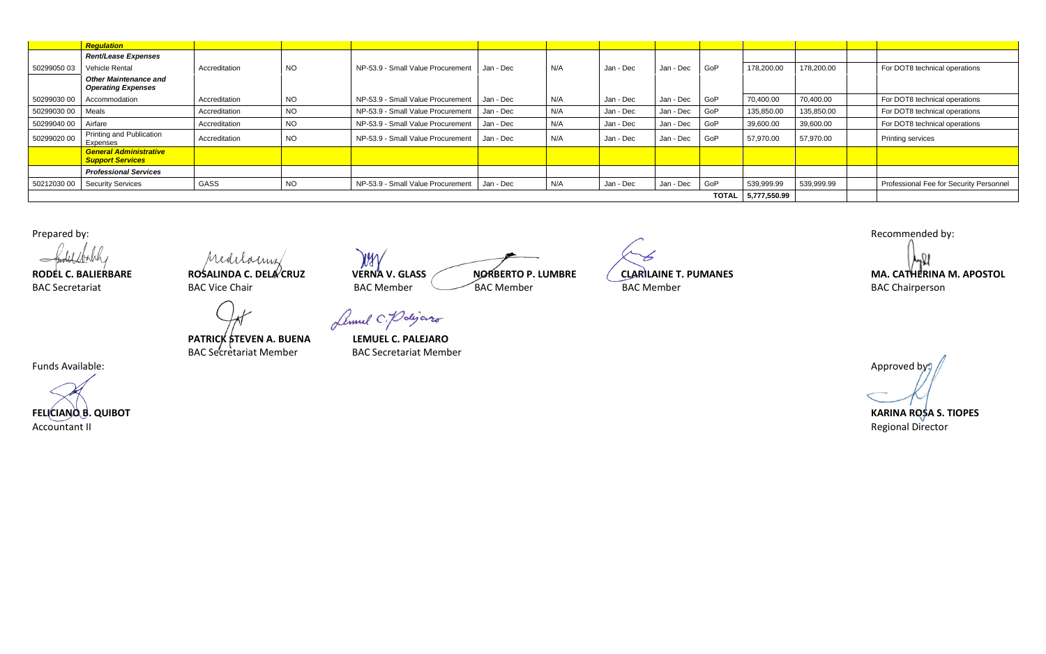| | | | | | | | | | | | | | | |
|---|---|---|---|---|---|---|---|---|---|---|---|---|---|---|
| | ***Regulation*** | | | | | | | | | | | | | |
| | ***Rent/Lease Expenses*** | | | | | | | | | | | | | |
| 50299050 03 | Vehicle Rental | Accreditation | NO | NP-53.9 - Small Value Procurement | Jan - Dec | N/A | Jan - Dec | Jan - Dec | GoP | 178,200.00 | 178,200.00 | | For DOT8 technical operations |
| | ***Other Maintenance and Operating Expenses*** | | | | | | | | | | | | | |
| 50299030 00 | Accommodation | Accreditation | NO | NP-53.9 - Small Value Procurement | Jan - Dec | N/A | Jan - Dec | Jan - Dec | GoP | 70,400.00 | 70,400.00 | | For DOT8 technical operations |
| 50299030 00 | Meals | Accreditation | NO | NP-53.9 - Small Value Procurement | Jan - Dec | N/A | Jan - Dec | Jan - Dec | GoP | 135,850.00 | 135,850.00 | | For DOT8 technical operations |
| 50299040 00 | Airfare | Accreditation | NO | NP-53.9 - Small Value Procurement | Jan - Dec | N/A | Jan - Dec | Jan - Dec | GoP | 39,600.00 | 39,600.00 | | For DOT8 technical operations |
| 50299020 00 | Printing and Publication Expenses | Accreditation | NO | NP-53.9 - Small Value Procurement | Jan - Dec | N/A | Jan - Dec | Jan - Dec | GoP | 57,970.00 | 57,970.00 | | Printing services |
| | ***General Administrative Support Services*** | | | | | | | | | | | | | |
| | ***Professional Services*** | | | | | | | | | | | | | |
| 50212030 00 | Security Services | GASS | NO | NP-53.9 - Small Value Procurement | Jan - Dec | N/A | Jan - Dec | Jan - Dec | GoP | 539,999.99 | 539,999.99 | | Professional Fee for Security Personnel |
| | | | | | | | | | **TOTAL** | 5,777,550.99 | | | |

Prepared by:

**RODEL C. BALIERBARE**
BAC Secretariat

**ROSALINDA C. DELA CRUZ**
BAC Vice Chair

**VERNA V. GLASS**
BAC Member

**NORBERTO P. LUMBRE**
BAC Member

**CLARILAINE T. PUMANES**
BAC Member

Recommended by:

**MA. CATHERINA M. APOSTOL**
BAC Chairperson

**PATRICK STEVEN A. BUENA**
BAC Secretariat Member

**LEMUEL C. PALEJARO**
BAC Secretariat Member

Funds Available:

**FELICIANO B. QUIBOT**
Accountant II

Approved by:

**KARINA ROSA S. TIOPES**
Regional Director